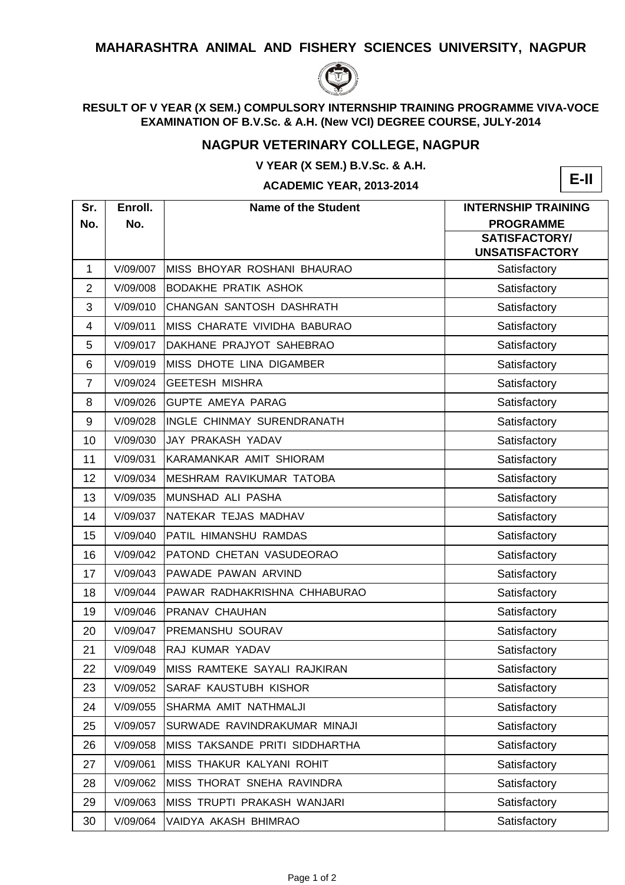# MAHARASHTRA ANIMAL AND FISHERY SCIENCES UNIVERSITY, NAGPUR

**RESULT OF V YEAR (X SEM.) COMPULSORY INTERNSHIP TRAINING PROGRAMME VIVA-VOCE EXAMINATION OF B.V.Sc. & A.H. (New VCI) DEGREE COURSE, JULY-2014**

## NAGPUR VETERINARY COLLEGE, NAGPUR

**V YEAR (X SEM.) B.V.Sc. & A.H.**

**ACADEMIC YEAR, 2013-2014**

**E-II**

| Sr. No. | Enroll. No. | Name of the Student | INTERNSHIP TRAINING PROGRAMME |
|---|---|---|---|
| | | | SATISFACTORY/ UNSATISFACTORY |
| 1 | V/09/007 | MISS BHOYAR ROSHANI BHAURAO | Satisfactory |
| 2 | V/09/008 | BODAKHE PRATIK ASHOK | Satisfactory |
| 3 | V/09/010 | CHANGAN SANTOSH DASHRATH | Satisfactory |
| 4 | V/09/011 | MISS CHARATE VIVIDHA BABURAO | Satisfactory |
| 5 | V/09/017 | DAKHANE PRAJYOT SAHEBRAO | Satisfactory |
| 6 | V/09/019 | MISS DHOTE LINA DIGAMBER | Satisfactory |
| 7 | V/09/024 | GEETESH MISHRA | Satisfactory |
| 8 | V/09/026 | GUPTE AMEYA PARAG | Satisfactory |
| 9 | V/09/028 | INGLE CHINMAY SURENDRANATH | Satisfactory |
| 10 | V/09/030 | JAY PRAKASH YADAV | Satisfactory |
| 11 | V/09/031 | KARAMANKAR AMIT SHIORAM | Satisfactory |
| 12 | V/09/034 | MESHRAM RAVIKUMAR TATOBA | Satisfactory |
| 13 | V/09/035 | MUNSHAD ALI PASHA | Satisfactory |
| 14 | V/09/037 | NATEKAR TEJAS MADHAV | Satisfactory |
| 15 | V/09/040 | PATIL HIMANSHU RAMDAS | Satisfactory |
| 16 | V/09/042 | PATOND CHETAN VASUDEORAO | Satisfactory |
| 17 | V/09/043 | PAWADE PAWAN ARVIND | Satisfactory |
| 18 | V/09/044 | PAWAR RADHAKRISHNA CHHABURAO | Satisfactory |
| 19 | V/09/046 | PRANAV CHAUHAN | Satisfactory |
| 20 | V/09/047 | PREMANSHU SOURAV | Satisfactory |
| 21 | V/09/048 | RAJ KUMAR YADAV | Satisfactory |
| 22 | V/09/049 | MISS RAMTEKE SAYALI RAJKIRAN | Satisfactory |
| 23 | V/09/052 | SARAF KAUSTUBH KISHOR | Satisfactory |
| 24 | V/09/055 | SHARMA AMIT NATHMALJI | Satisfactory |
| 25 | V/09/057 | SURWADE RAVINDRAKUMAR MINAJI | Satisfactory |
| 26 | V/09/058 | MISS TAKSANDE PRITI SIDDHARTHA | Satisfactory |
| 27 | V/09/061 | MISS THAKUR KALYANI ROHIT | Satisfactory |
| 28 | V/09/062 | MISS THORAT SNEHA RAVINDRA | Satisfactory |
| 29 | V/09/063 | MISS TRUPTI PRAKASH WANJARI | Satisfactory |
| 30 | V/09/064 | VAIDYA AKASH BHIMRAO | Satisfactory |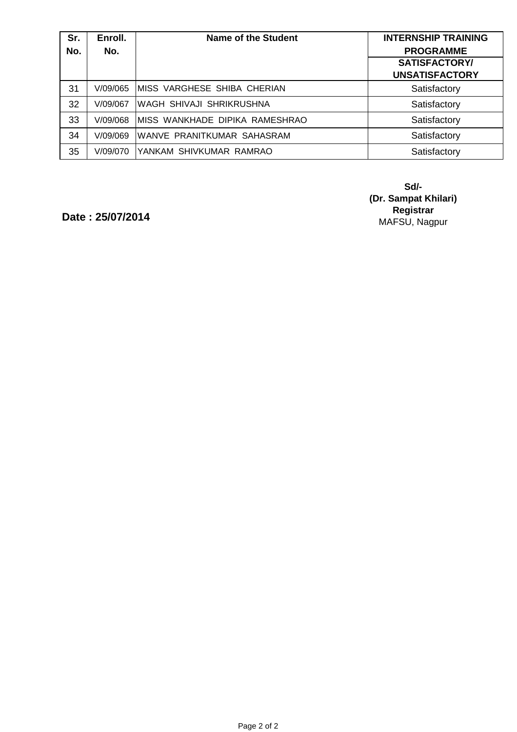| Sr. No. | Enroll. No. | Name of the Student | INTERNSHIP TRAINING PROGRAMME |
|---|---|---|---|
| | | | SATISFACTORY/ UNSATISFACTORY |
| 31 | V/09/065 | MISS VARGHESE SHIBA CHERIAN | Satisfactory |
| 32 | V/09/067 | WAGH SHIVAJI SHRIKRUSHNA | Satisfactory |
| 33 | V/09/068 | MISS WANKHADE DIPIKA RAMESHRAO | Satisfactory |
| 34 | V/09/069 | WANVE PRANITKUMAR SAHASRAM | Satisfactory |
| 35 | V/09/070 | YANKAM SHIVKUMAR RAMRAO | Satisfactory |

**Sd/-**
**(Dr. Sampat Khilari)**
**Registrar**
MAFSU, Nagpur

**Date : 25/07/2014**